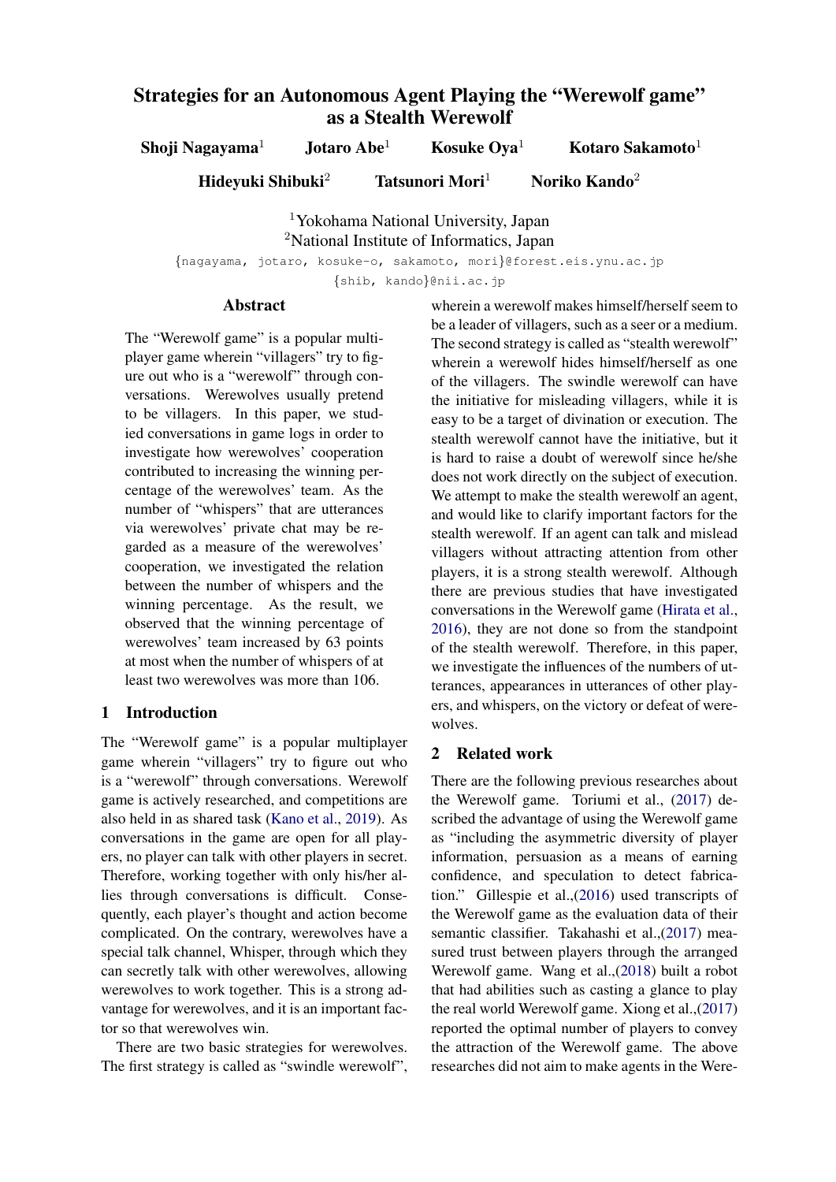# Strategies for an Autonomous Agent Playing the "Werewolf game" as a Stealth Werewolf

**Shoji Nagayama**[1] **Jotaro Abe**[1] **Kosuke Oya**[1] **Kotaro Sakamoto**[1]

**Hideyuki Shibuki**[2] **Tatsunori Mori**[1] **Noriko Kando**[2]

[1]Yokohama National University, Japan
[2]National Institute of Informatics, Japan

{nagayama, jotaro, kosuke-o, sakamoto, mori}@forest.eis.ynu.ac.jp
{shib, kando}@nii.ac.jp

## Abstract

The "Werewolf game" is a popular multiplayer game wherein "villagers" try to figure out who is a "werewolf" through conversations. Werewolves usually pretend to be villagers. In this paper, we studied conversations in game logs in order to investigate how werewolves' cooperation contributed to increasing the winning percentage of the werewolves' team. As the number of "whispers" that are utterances via werewolves' private chat may be regarded as a measure of the werewolves' cooperation, we investigated the relation between the number of whispers and the winning percentage. As the result, we observed that the winning percentage of werewolves' team increased by 63 points at most when the number of whispers of at least two werewolves was more than 106.

## 1 Introduction

The "Werewolf game" is a popular multiplayer game wherein "villagers" try to figure out who is a "werewolf" through conversations. Werewolf game is actively researched, and competitions are also held in as shared task (Kano et al., 2019). As conversations in the game are open for all players, no player can talk with other players in secret. Therefore, working together with only his/her allies through conversations is difficult. Consequently, each player's thought and action become complicated. On the contrary, werewolves have a special talk channel, Whisper, through which they can secretly talk with other werewolves, allowing werewolves to work together. This is a strong advantage for werewolves, and it is an important factor so that werewolves win.

There are two basic strategies for werewolves. The first strategy is called as "swindle werewolf", wherein a werewolf makes himself/herself seem to be a leader of villagers, such as a seer or a medium. The second strategy is called as "stealth werewolf" wherein a werewolf hides himself/herself as one of the villagers. The swindle werewolf can have the initiative for misleading villagers, while it is easy to be a target of divination or execution. The stealth werewolf cannot have the initiative, but it is hard to raise a doubt of werewolf since he/she does not work directly on the subject of execution. We attempt to make the stealth werewolf an agent, and would like to clarify important factors for the stealth werewolf. If an agent can talk and mislead villagers without attracting attention from other players, it is a strong stealth werewolf. Although there are previous studies that have investigated conversations in the Werewolf game (Hirata et al., 2016), they are not done so from the standpoint of the stealth werewolf. Therefore, in this paper, we investigate the influences of the numbers of utterances, appearances in utterances of other players, and whispers, on the victory or defeat of werewolves.

## 2 Related work

There are the following previous researches about the Werewolf game. Toriumi et al., (2017) described the advantage of using the Werewolf game as "including the asymmetric diversity of player information, persuasion as a means of earning confidence, and speculation to detect fabrication." Gillespie et al.,(2016) used transcripts of the Werewolf game as the evaluation data of their semantic classifier. Takahashi et al.,(2017) measured trust between players through the arranged Werewolf game. Wang et al.,(2018) built a robot that had abilities such as casting a glance to play the real world Werewolf game. Xiong et al.,(2017) reported the optimal number of players to convey the attraction of the Werewolf game. The above researches did not aim to make agents in the Were-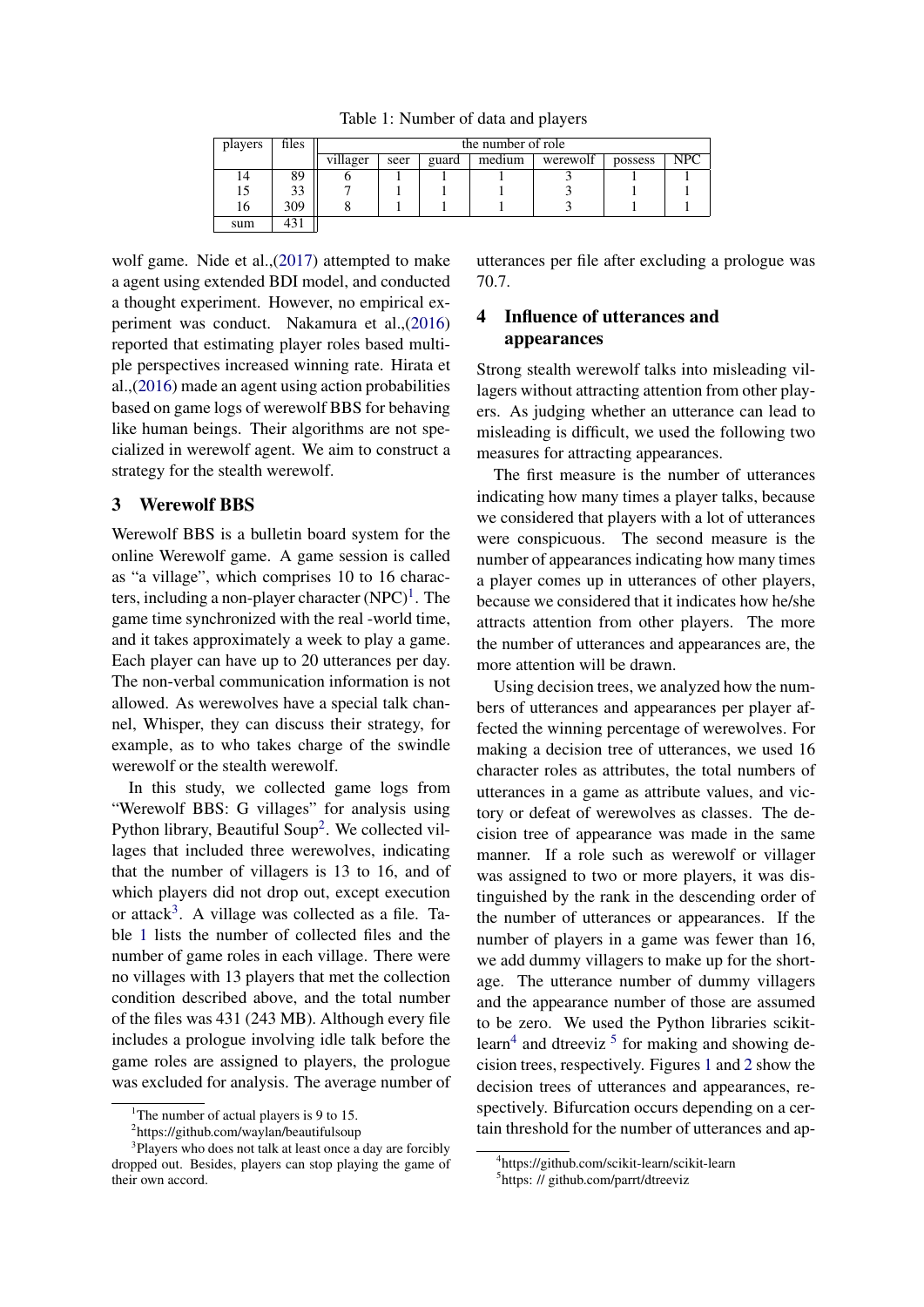Table 1: Number of data and players

| players | files | the number of role | | | | | | |
|---|---|---|---|---|---|---|---|---|
| | | villager | seer | guard | medium | werewolf | possess | NPC |
| 14 | 89 | 6 | 1 | 1 | 1 | 3 | 1 | 1 |
| 15 | 33 | 7 | 1 | 1 | 1 | 3 | 1 | 1 |
| 16 | 309 | 8 | 1 | 1 | 1 | 3 | 1 | 1 |
| sum | 431 | | | | | | | |

wolf game. Nide et al.,(2017) attempted to make a agent using extended BDI model, and conducted a thought experiment. However, no empirical experiment was conduct. Nakamura et al.,(2016) reported that estimating player roles based multiple perspectives increased winning rate. Hirata et al.,(2016) made an agent using action probabilities based on game logs of werewolf BBS for behaving like human beings. Their algorithms are not specialized in werewolf agent. We aim to construct a strategy for the stealth werewolf.

## 3 Werewolf BBS

Werewolf BBS is a bulletin board system for the online Werewolf game. A game session is called as "a village", which comprises 10 to 16 characters, including a non-player character (NPC)[1]. The game time synchronized with the real -world time, and it takes approximately a week to play a game. Each player can have up to 20 utterances per day. The non-verbal communication information is not allowed. As werewolves have a special talk channel, Whisper, they can discuss their strategy, for example, as to who takes charge of the swindle werewolf or the stealth werewolf.

In this study, we collected game logs from "Werewolf BBS: G villages" for analysis using Python library, Beautiful Soup[2]. We collected villages that included three werewolves, indicating that the number of villagers is 13 to 16, and of which players did not drop out, except execution or attack[3]. A village was collected as a file. Table 1 lists the number of collected files and the number of game roles in each village. There were no villages with 13 players that met the collection condition described above, and the total number of the files was 431 (243 MB). Although every file includes a prologue involving idle talk before the game roles are assigned to players, the prologue was excluded for analysis. The average number of utterances per file after excluding a prologue was 70.7.

## 4 Influence of utterances and appearances

Strong stealth werewolf talks into misleading villagers without attracting attention from other players. As judging whether an utterance can lead to misleading is difficult, we used the following two measures for attracting appearances.

The first measure is the number of utterances indicating how many times a player talks, because we considered that players with a lot of utterances were conspicuous. The second measure is the number of appearances indicating how many times a player comes up in utterances of other players, because we considered that it indicates how he/she attracts attention from other players. The more the number of utterances and appearances are, the more attention will be drawn.

Using decision trees, we analyzed how the numbers of utterances and appearances per player affected the winning percentage of werewolves. For making a decision tree of utterances, we used 16 character roles as attributes, the total numbers of utterances in a game as attribute values, and victory or defeat of werewolves as classes. The decision tree of appearance was made in the same manner. If a role such as werewolf or villager was assigned to two or more players, it was distinguished by the rank in the descending order of the number of utterances or appearances. If the number of players in a game was fewer than 16, we add dummy villagers to make up for the shortage. The utterance number of dummy villagers and the appearance number of those are assumed to be zero. We used the Python libraries scikit-learn[4] and dtreeviz [5] for making and showing decision trees, respectively. Figures 1 and 2 show the decision trees of utterances and appearances, respectively. Bifurcation occurs depending on a certain threshold for the number of utterances and ap-

[1]The number of actual players is 9 to 15.

[2]https://github.com/waylan/beautifulsoup

[3]Players who does not talk at least once a day are forcibly dropped out. Besides, players can stop playing the game of their own accord.

[4]https://github.com/scikit-learn/scikit-learn

[5]https: // github.com/parrt/dtreeviz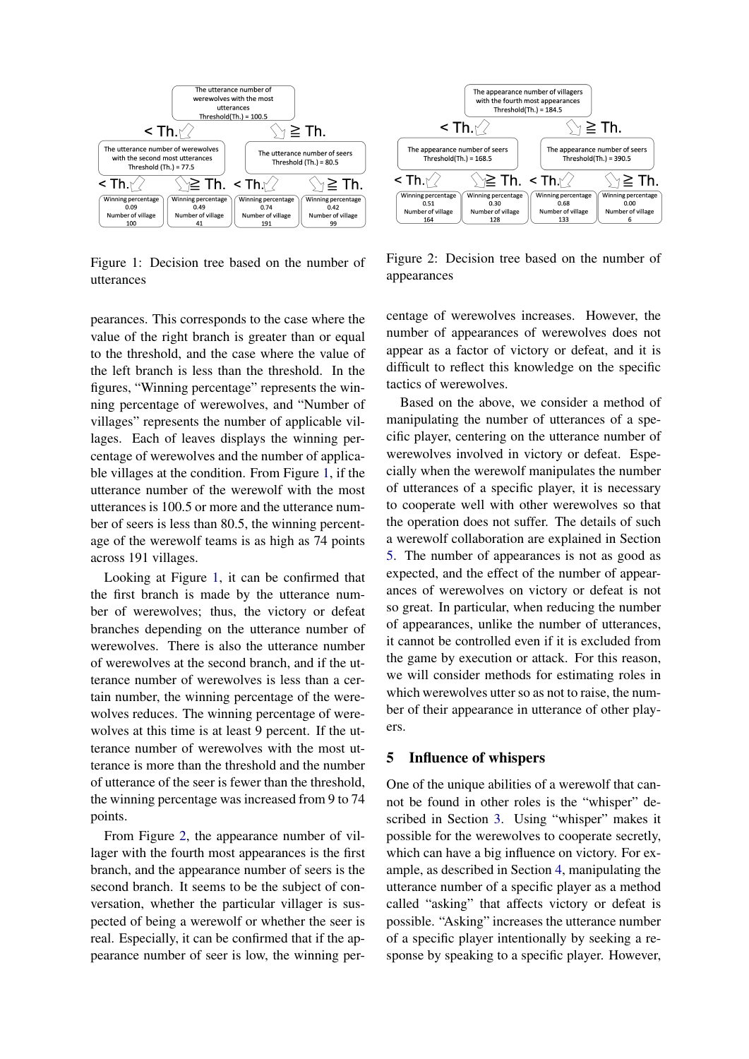Figure 1: Decision tree based on the number of utterances

Figure 2: Decision tree based on the number of appearances

pearances. This corresponds to the case where the value of the right branch is greater than or equal to the threshold, and the case where the value of the left branch is less than the threshold. In the figures, "Winning percentage" represents the winning percentage of werewolves, and "Number of villages" represents the number of applicable villages. Each of leaves displays the winning percentage of werewolves and the number of applicable villages at the condition. From Figure 1, if the utterance number of the werewolf with the most utterances is 100.5 or more and the utterance number of seers is less than 80.5, the winning percentage of the werewolf teams is as high as 74 points across 191 villages.

Looking at Figure 1, it can be confirmed that the first branch is made by the utterance number of werewolves; thus, the victory or defeat branches depending on the utterance number of werewolves. There is also the utterance number of werewolves at the second branch, and if the utterance number of werewolves is less than a certain number, the winning percentage of the werewolves reduces. The winning percentage of werewolves at this time is at least 9 percent. If the utterance number of werewolves with the most utterance is more than the threshold and the number of utterance of the seer is fewer than the threshold, the winning percentage was increased from 9 to 74 points.

From Figure 2, the appearance number of villager with the fourth most appearances is the first branch, and the appearance number of seers is the second branch. It seems to be the subject of conversation, whether the particular villager is suspected of being a werewolf or whether the seer is real. Especially, it can be confirmed that if the appearance number of seer is low, the winning percentage of werewolves increases. However, the number of appearances of werewolves does not appear as a factor of victory or defeat, and it is difficult to reflect this knowledge on the specific tactics of werewolves.

Based on the above, we consider a method of manipulating the number of utterances of a specific player, centering on the utterance number of werewolves involved in victory or defeat. Especially when the werewolf manipulates the number of utterances of a specific player, it is necessary to cooperate well with other werewolves so that the operation does not suffer. The details of such a werewolf collaboration are explained in Section 5. The number of appearances is not as good as expected, and the effect of the number of appearances of werewolves on victory or defeat is not so great. In particular, when reducing the number of appearances, unlike the number of utterances, it cannot be controlled even if it is excluded from the game by execution or attack. For this reason, we will consider methods for estimating roles in which werewolves utter so as not to raise, the number of their appearance in utterance of other players.

## 5 Influence of whispers

One of the unique abilities of a werewolf that cannot be found in other roles is the "whisper" described in Section 3. Using "whisper" makes it possible for the werewolves to cooperate secretly, which can have a big influence on victory. For example, as described in Section 4, manipulating the utterance number of a specific player as a method called "asking" that affects victory or defeat is possible. "Asking" increases the utterance number of a specific player intentionally by seeking a response by speaking to a specific player. However,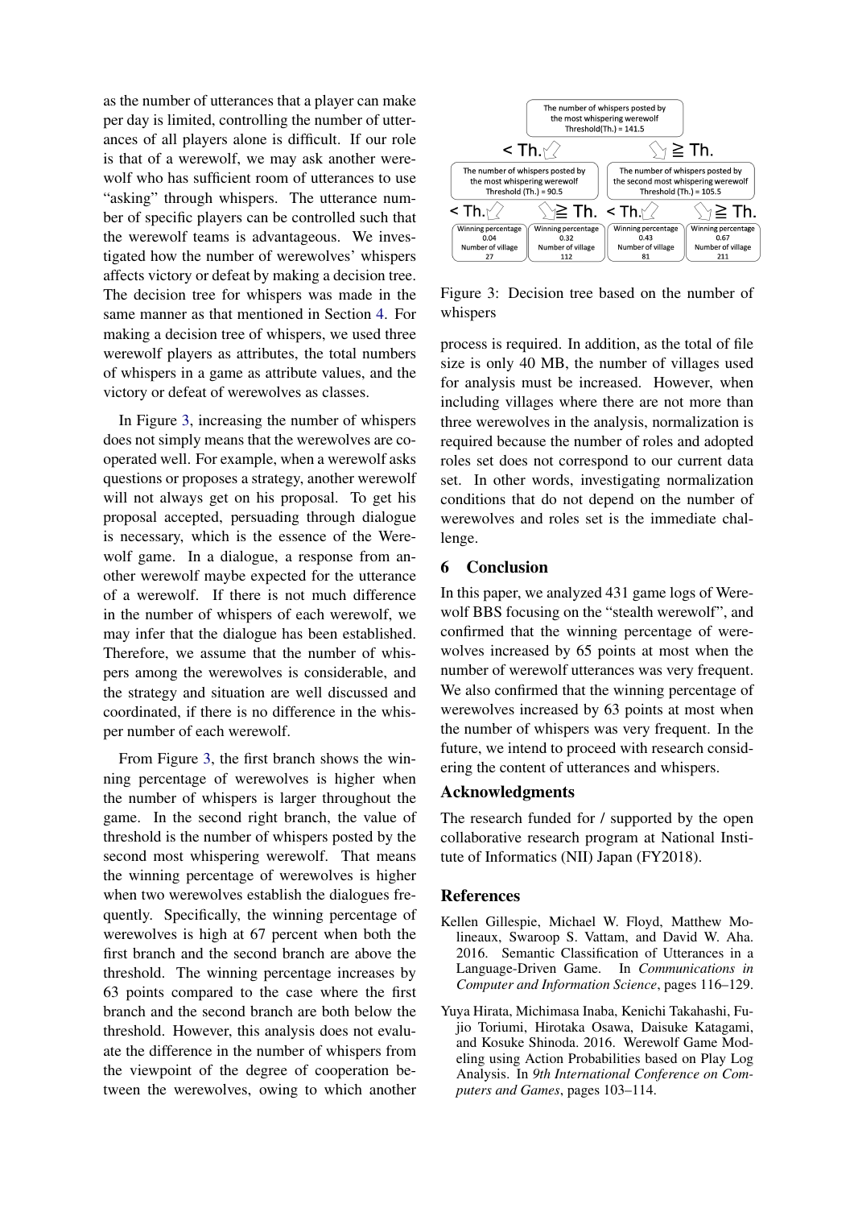as the number of utterances that a player can make per day is limited, controlling the number of utterances of all players alone is difficult. If our role is that of a werewolf, we may ask another werewolf who has sufficient room of utterances to use "asking" through whispers. The utterance number of specific players can be controlled such that the werewolf teams is advantageous. We investigated how the number of werewolves' whispers affects victory or defeat by making a decision tree. The decision tree for whispers was made in the same manner as that mentioned in Section 4. For making a decision tree of whispers, we used three werewolf players as attributes, the total numbers of whispers in a game as attribute values, and the victory or defeat of werewolves as classes.

In Figure 3, increasing the number of whispers does not simply means that the werewolves are cooperated well. For example, when a werewolf asks questions or proposes a strategy, another werewolf will not always get on his proposal. To get his proposal accepted, persuading through dialogue is necessary, which is the essence of the Werewolf game. In a dialogue, a response from another werewolf maybe expected for the utterance of a werewolf. If there is not much difference in the number of whispers of each werewolf, we may infer that the dialogue has been established. Therefore, we assume that the number of whispers among the werewolves is considerable, and the strategy and situation are well discussed and coordinated, if there is no difference in the whisper number of each werewolf.

From Figure 3, the first branch shows the winning percentage of werewolves is higher when the number of whispers is larger throughout the game. In the second right branch, the value of threshold is the number of whispers posted by the second most whispering werewolf. That means the winning percentage of werewolves is higher when two werewolves establish the dialogues frequently. Specifically, the winning percentage of werewolves is high at 67 percent when both the first branch and the second branch are above the threshold. The winning percentage increases by 63 points compared to the case where the first branch and the second branch are both below the threshold. However, this analysis does not evaluate the difference in the number of whispers from the viewpoint of the degree of cooperation between the werewolves, owing to which another

The number of whispers posted by the most whispering werewolf Threshold(Th.) = 141.5

- < Th.: The number of whispers posted by the most whispering werewolf Threshold (Th.) = 90.5
  - < Th.: Winning percentage 0.04, Number of village 27
  - ≧ Th.: Winning percentage 0.32, Number of village 112
- ≧ Th.: The number of whispers posted by the second most whispering werewolf Threshold (Th.) = 105.5
  - < Th.: Winning percentage 0.43, Number of village 81
  - ≧ Th.: Winning percentage 0.67, Number of village 211

Figure 3: Decision tree based on the number of whispers

process is required. In addition, as the total of file size is only 40 MB, the number of villages used for analysis must be increased. However, when including villages where there are not more than three werewolves in the analysis, normalization is required because the number of roles and adopted roles set does not correspond to our current data set. In other words, investigating normalization conditions that do not depend on the number of werewolves and roles set is the immediate challenge.

## 6 Conclusion

In this paper, we analyzed 431 game logs of Werewolf BBS focusing on the "stealth werewolf", and confirmed that the winning percentage of werewolves increased by 65 points at most when the number of werewolf utterances was very frequent. We also confirmed that the winning percentage of werewolves increased by 63 points at most when the number of whispers was very frequent. In the future, we intend to proceed with research considering the content of utterances and whispers.

## Acknowledgments

The research funded for / supported by the open collaborative research program at National Institute of Informatics (NII) Japan (FY2018).

## References

Kellen Gillespie, Michael W. Floyd, Matthew Molineaux, Swaroop S. Vattam, and David W. Aha. 2016. Semantic Classification of Utterances in a Language-Driven Game. In *Communications in Computer and Information Science*, pages 116–129.

Yuya Hirata, Michimasa Inaba, Kenichi Takahashi, Fujio Toriumi, Hirotaka Osawa, Daisuke Katagami, and Kosuke Shinoda. 2016. Werewolf Game Modeling using Action Probabilities based on Play Log Analysis. In *9th International Conference on Computers and Games*, pages 103–114.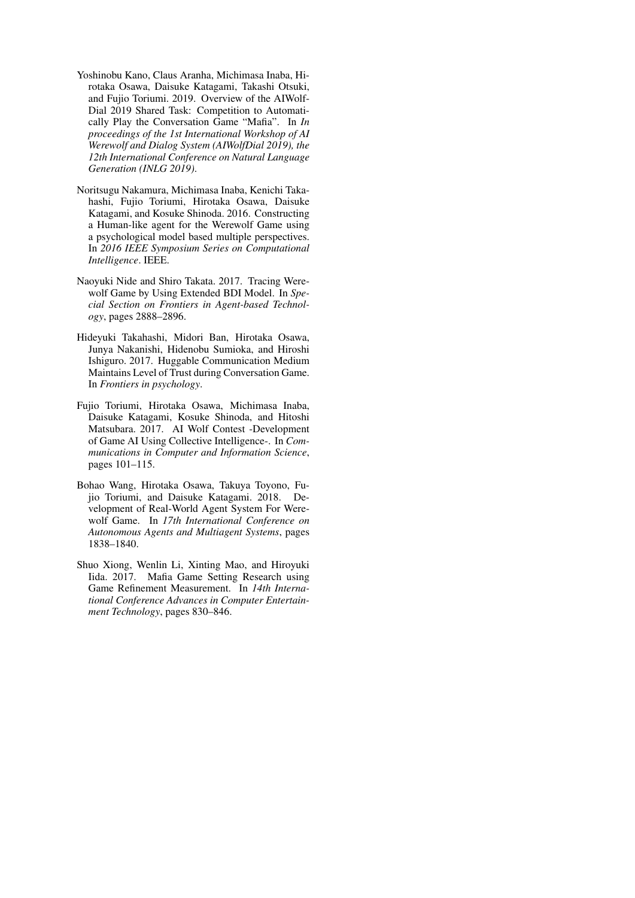Yoshinobu Kano, Claus Aranha, Michimasa Inaba, Hirotaka Osawa, Daisuke Katagami, Takashi Otsuki, and Fujio Toriumi. 2019. Overview of the AIWolf-Dial 2019 Shared Task: Competition to Automatically Play the Conversation Game “Mafia”. In *In proceedings of the 1st International Workshop of AI Werewolf and Dialog System (AIWolfDial 2019), the 12th International Conference on Natural Language Generation (INLG 2019)*.

Noritsugu Nakamura, Michimasa Inaba, Kenichi Takahashi, Fujio Toriumi, Hirotaka Osawa, Daisuke Katagami, and Kosuke Shinoda. 2016. Constructing a Human-like agent for the Werewolf Game using a psychological model based multiple perspectives. In *2016 IEEE Symposium Series on Computational Intelligence*. IEEE.

Naoyuki Nide and Shiro Takata. 2017. Tracing Werewolf Game by Using Extended BDI Model. In *Special Section on Frontiers in Agent-based Technology*, pages 2888–2896.

Hideyuki Takahashi, Midori Ban, Hirotaka Osawa, Junya Nakanishi, Hidenobu Sumioka, and Hiroshi Ishiguro. 2017. Huggable Communication Medium Maintains Level of Trust during Conversation Game. In *Frontiers in psychology*.

Fujio Toriumi, Hirotaka Osawa, Michimasa Inaba, Daisuke Katagami, Kosuke Shinoda, and Hitoshi Matsubara. 2017. AI Wolf Contest -Development of Game AI Using Collective Intelligence-. In *Communications in Computer and Information Science*, pages 101–115.

Bohao Wang, Hirotaka Osawa, Takuya Toyono, Fujio Toriumi, and Daisuke Katagami. 2018. Development of Real-World Agent System For Werewolf Game. In *17th International Conference on Autonomous Agents and Multiagent Systems*, pages 1838–1840.

Shuo Xiong, Wenlin Li, Xinting Mao, and Hiroyuki Iida. 2017. Mafia Game Setting Research using Game Refinement Measurement. In *14th International Conference Advances in Computer Entertainment Technology*, pages 830–846.